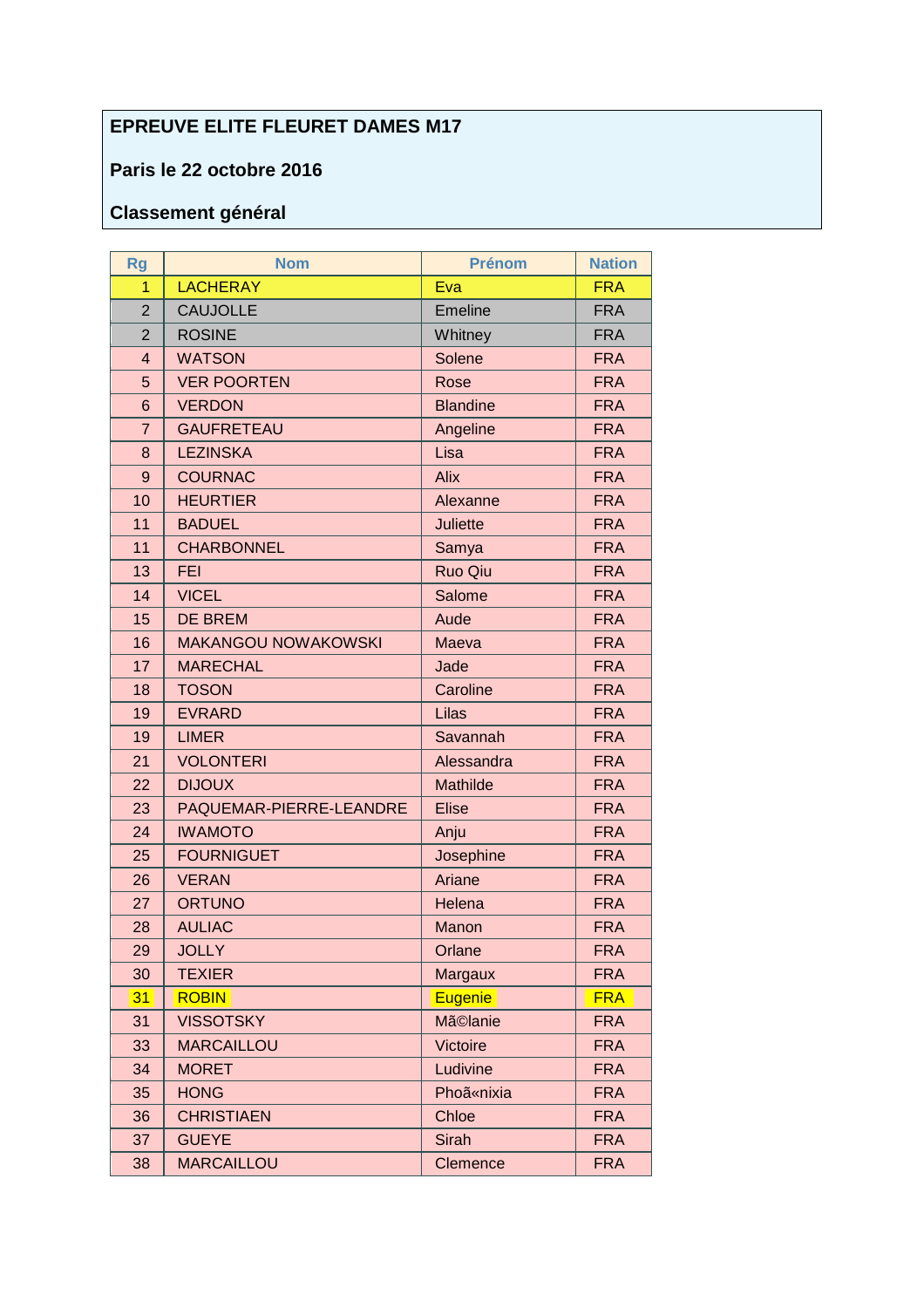**EPREUVE ELITE FLEURET DAMES M17**

**Paris le 22 octobre 2016**

**Classement général**

| Rg | Nom | Prénom | Nation |
|---|---|---|---|
| 1 | LACHERAY | Eva | FRA |
| 2 | CAUJOLLE | Emeline | FRA |
| 2 | ROSINE | Whitney | FRA |
| 4 | WATSON | Solene | FRA |
| 5 | VER POORTEN | Rose | FRA |
| 6 | VERDON | Blandine | FRA |
| 7 | GAUFRETEAU | Angeline | FRA |
| 8 | LEZINSKA | Lisa | FRA |
| 9 | COURNAC | Alix | FRA |
| 10 | HEURTIER | Alexanne | FRA |
| 11 | BADUEL | Juliette | FRA |
| 11 | CHARBONNEL | Samya | FRA |
| 13 | FEI | Ruo Qiu | FRA |
| 14 | VICEL | Salome | FRA |
| 15 | DE BREM | Aude | FRA |
| 16 | MAKANGOU NOWAKOWSKI | Maeva | FRA |
| 17 | MARECHAL | Jade | FRA |
| 18 | TOSON | Caroline | FRA |
| 19 | EVRARD | Lilas | FRA |
| 19 | LIMER | Savannah | FRA |
| 21 | VOLONTERI | Alessandra | FRA |
| 22 | DIJOUX | Mathilde | FRA |
| 23 | PAQUEMAR-PIERRE-LEANDRE | Elise | FRA |
| 24 | IWAMOTO | Anju | FRA |
| 25 | FOURNIGUET | Josephine | FRA |
| 26 | VERAN | Ariane | FRA |
| 27 | ORTUNO | Helena | FRA |
| 28 | AULIAC | Manon | FRA |
| 29 | JOLLY | Orlane | FRA |
| 30 | TEXIER | Margaux | FRA |
| 31 | ROBIN | Eugenie | FRA |
| 31 | VISSOTSKY | Mã©lanie | FRA |
| 33 | MARCAILLOU | Victoire | FRA |
| 34 | MORET | Ludivine | FRA |
| 35 | HONG | Phoã«nixia | FRA |
| 36 | CHRISTIAEN | Chloe | FRA |
| 37 | GUEYE | Sirah | FRA |
| 38 | MARCAILLOU | Clemence | FRA |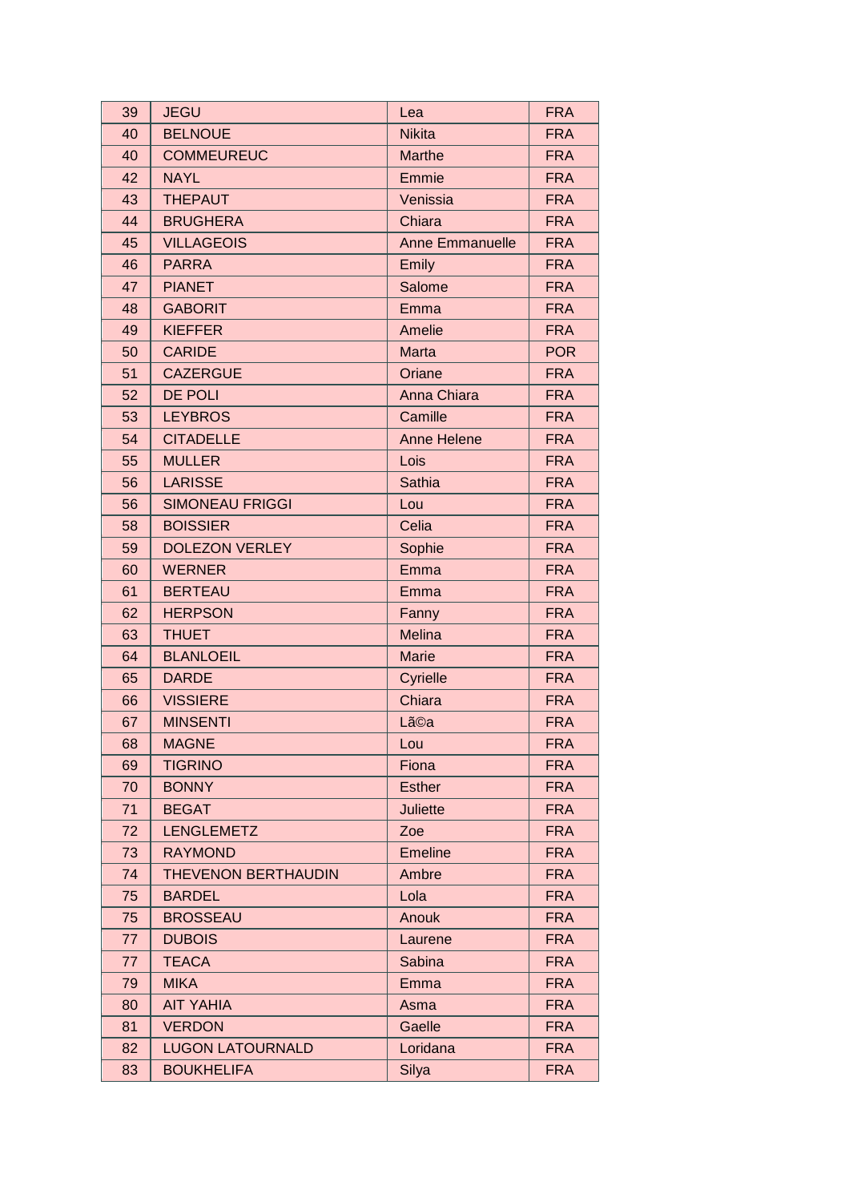| 39 | JEGU | Lea | FRA |
|---|---|---|---|
| 40 | BELNOUE | Nikita | FRA |
| 40 | COMMEUREUC | Marthe | FRA |
| 42 | NAYL | Emmie | FRA |
| 43 | THEPAUT | Venissia | FRA |
| 44 | BRUGHERA | Chiara | FRA |
| 45 | VILLAGEOIS | Anne Emmanuelle | FRA |
| 46 | PARRA | Emily | FRA |
| 47 | PIANET | Salome | FRA |
| 48 | GABORIT | Emma | FRA |
| 49 | KIEFFER | Amelie | FRA |
| 50 | CARIDE | Marta | POR |
| 51 | CAZERGUE | Oriane | FRA |
| 52 | DE POLI | Anna Chiara | FRA |
| 53 | LEYBROS | Camille | FRA |
| 54 | CITADELLE | Anne Helene | FRA |
| 55 | MULLER | Lois | FRA |
| 56 | LARISSE | Sathia | FRA |
| 56 | SIMONEAU FRIGGI | Lou | FRA |
| 58 | BOISSIER | Celia | FRA |
| 59 | DOLEZON VERLEY | Sophie | FRA |
| 60 | WERNER | Emma | FRA |
| 61 | BERTEAU | Emma | FRA |
| 62 | HERPSON | Fanny | FRA |
| 63 | THUET | Melina | FRA |
| 64 | BLANLOEIL | Marie | FRA |
| 65 | DARDE | Cyrielle | FRA |
| 66 | VISSIERE | Chiara | FRA |
| 67 | MINSENTI | Lã©a | FRA |
| 68 | MAGNE | Lou | FRA |
| 69 | TIGRINO | Fiona | FRA |
| 70 | BONNY | Esther | FRA |
| 71 | BEGAT | Juliette | FRA |
| 72 | LENGLEMETZ | Zoe | FRA |
| 73 | RAYMOND | Emeline | FRA |
| 74 | THEVENON BERTHAUDIN | Ambre | FRA |
| 75 | BARDEL | Lola | FRA |
| 75 | BROSSEAU | Anouk | FRA |
| 77 | DUBOIS | Laurene | FRA |
| 77 | TEACA | Sabina | FRA |
| 79 | MIKA | Emma | FRA |
| 80 | AIT YAHIA | Asma | FRA |
| 81 | VERDON | Gaelle | FRA |
| 82 | LUGON LATOURNALD | Loridana | FRA |
| 83 | BOUKHELIFA | Silya | FRA |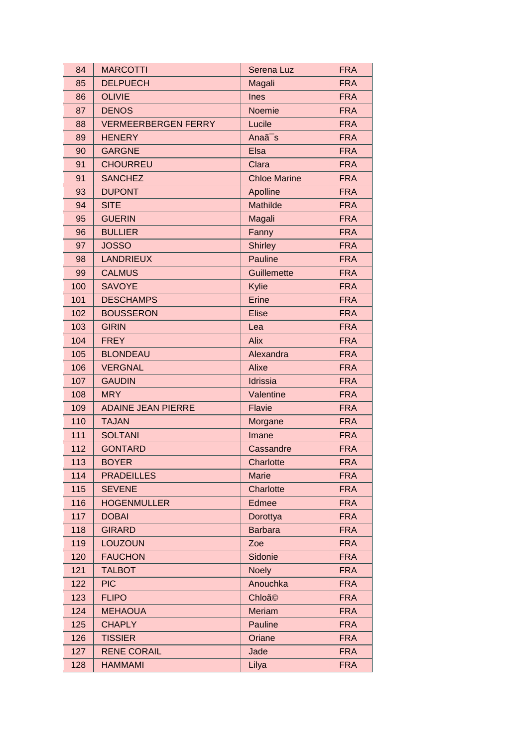| 84 | MARCOTTI | Serena Luz | FRA |
|---|---|---|---|
| 85 | DELPUECH | Magali | FRA |
| 86 | OLIVIE | Ines | FRA |
| 87 | DENOS | Noemie | FRA |
| 88 | VERMEERBERGEN FERRY | Lucile | FRA |
| 89 | HENERY | Anaã¯s | FRA |
| 90 | GARGNE | Elsa | FRA |
| 91 | CHOURREU | Clara | FRA |
| 91 | SANCHEZ | Chloe Marine | FRA |
| 93 | DUPONT | Apolline | FRA |
| 94 | SITE | Mathilde | FRA |
| 95 | GUERIN | Magali | FRA |
| 96 | BULLIER | Fanny | FRA |
| 97 | JOSSO | Shirley | FRA |
| 98 | LANDRIEUX | Pauline | FRA |
| 99 | CALMUS | Guillemette | FRA |
| 100 | SAVOYE | Kylie | FRA |
| 101 | DESCHAMPS | Erine | FRA |
| 102 | BOUSSERON | Elise | FRA |
| 103 | GIRIN | Lea | FRA |
| 104 | FREY | Alix | FRA |
| 105 | BLONDEAU | Alexandra | FRA |
| 106 | VERGNAL | Alixe | FRA |
| 107 | GAUDIN | Idrissia | FRA |
| 108 | MRY | Valentine | FRA |
| 109 | ADAINE JEAN PIERRE | Flavie | FRA |
| 110 | TAJAN | Morgane | FRA |
| 111 | SOLTANI | Imane | FRA |
| 112 | GONTARD | Cassandre | FRA |
| 113 | BOYER | Charlotte | FRA |
| 114 | PRADEILLES | Marie | FRA |
| 115 | SEVENE | Charlotte | FRA |
| 116 | HOGENMULLER | Edmee | FRA |
| 117 | DOBAI | Dorottya | FRA |
| 118 | GIRARD | Barbara | FRA |
| 119 | LOUZOUN | Zoe | FRA |
| 120 | FAUCHON | Sidonie | FRA |
| 121 | TALBOT | Noely | FRA |
| 122 | PIC | Anouchka | FRA |
| 123 | FLIPO | Chloã© | FRA |
| 124 | MEHAOUA | Meriam | FRA |
| 125 | CHAPLY | Pauline | FRA |
| 126 | TISSIER | Oriane | FRA |
| 127 | RENE CORAIL | Jade | FRA |
| 128 | HAMMAMI | Lilya | FRA |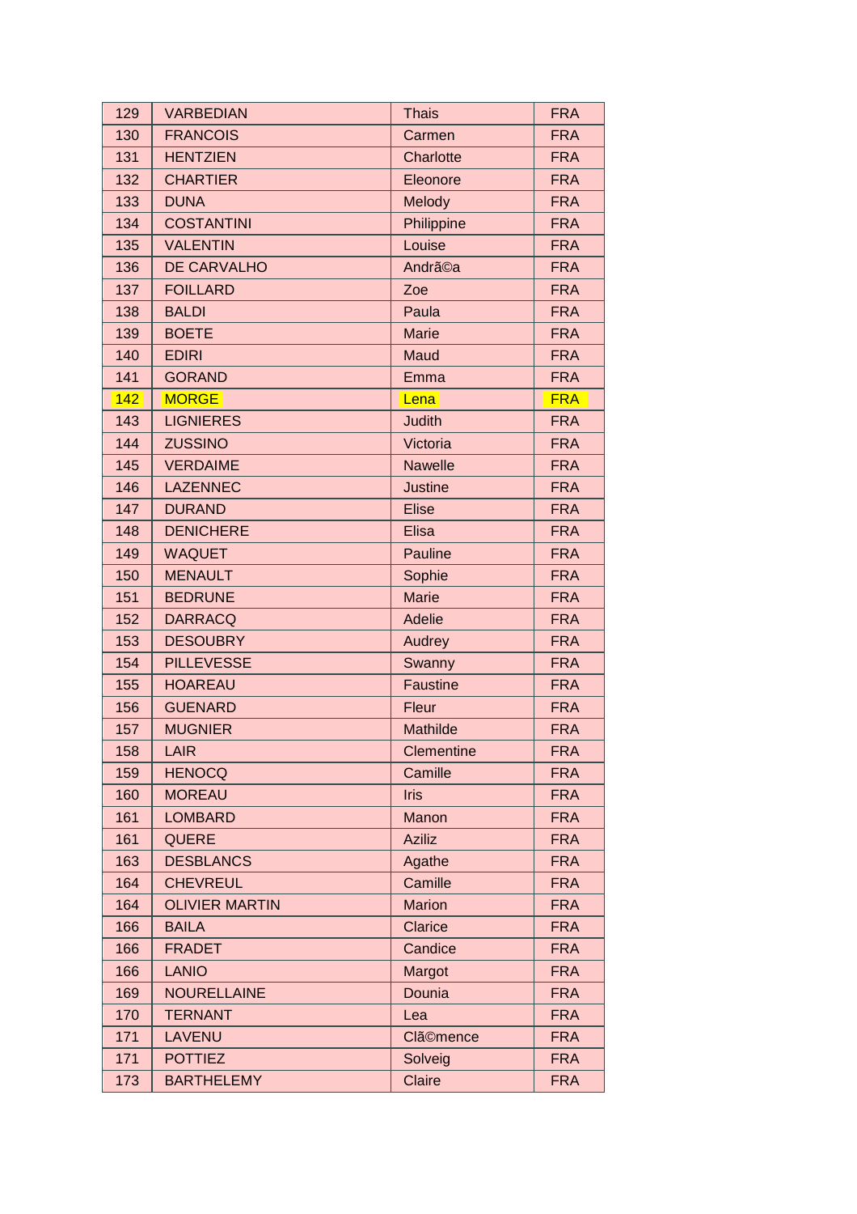| 129 | VARBEDIAN | Thais | FRA |
|---|---|---|---|
| 130 | FRANCOIS | Carmen | FRA |
| 131 | HENTZIEN | Charlotte | FRA |
| 132 | CHARTIER | Eleonore | FRA |
| 133 | DUNA | Melody | FRA |
| 134 | COSTANTINI | Philippine | FRA |
| 135 | VALENTIN | Louise | FRA |
| 136 | DE CARVALHO | Andrã©a | FRA |
| 137 | FOILLARD | Zoe | FRA |
| 138 | BALDI | Paula | FRA |
| 139 | BOETE | Marie | FRA |
| 140 | EDIRI | Maud | FRA |
| 141 | GORAND | Emma | FRA |
| 142 | MORGE | Lena | FRA |
| 143 | LIGNIERES | Judith | FRA |
| 144 | ZUSSINO | Victoria | FRA |
| 145 | VERDAIME | Nawelle | FRA |
| 146 | LAZENNEC | Justine | FRA |
| 147 | DURAND | Elise | FRA |
| 148 | DENICHERE | Elisa | FRA |
| 149 | WAQUET | Pauline | FRA |
| 150 | MENAULT | Sophie | FRA |
| 151 | BEDRUNE | Marie | FRA |
| 152 | DARRACQ | Adelie | FRA |
| 153 | DESOUBRY | Audrey | FRA |
| 154 | PILLEVESSE | Swanny | FRA |
| 155 | HOAREAU | Faustine | FRA |
| 156 | GUENARD | Fleur | FRA |
| 157 | MUGNIER | Mathilde | FRA |
| 158 | LAIR | Clementine | FRA |
| 159 | HENOCQ | Camille | FRA |
| 160 | MOREAU | Iris | FRA |
| 161 | LOMBARD | Manon | FRA |
| 161 | QUERE | Aziliz | FRA |
| 163 | DESBLANCS | Agathe | FRA |
| 164 | CHEVREUL | Camille | FRA |
| 164 | OLIVIER MARTIN | Marion | FRA |
| 166 | BAILA | Clarice | FRA |
| 166 | FRADET | Candice | FRA |
| 166 | LANIO | Margot | FRA |
| 169 | NOURELLAINE | Dounia | FRA |
| 170 | TERNANT | Lea | FRA |
| 171 | LAVENU | Clã©mence | FRA |
| 171 | POTTIEZ | Solveig | FRA |
| 173 | BARTHELEMY | Claire | FRA |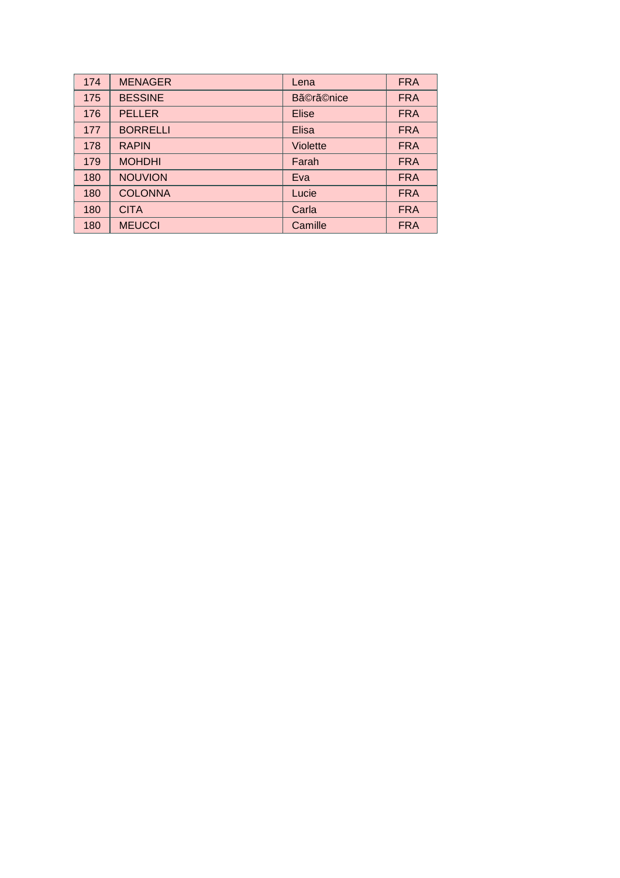| | | | |
|---|---|---|---|
| 174 | MENAGER | Lena | FRA |
| 175 | BESSINE | Bã©rã©nice | FRA |
| 176 | PELLER | Elise | FRA |
| 177 | BORRELLI | Elisa | FRA |
| 178 | RAPIN | Violette | FRA |
| 179 | MOHDHI | Farah | FRA |
| 180 | NOUVION | Eva | FRA |
| 180 | COLONNA | Lucie | FRA |
| 180 | CITA | Carla | FRA |
| 180 | MEUCCI | Camille | FRA |